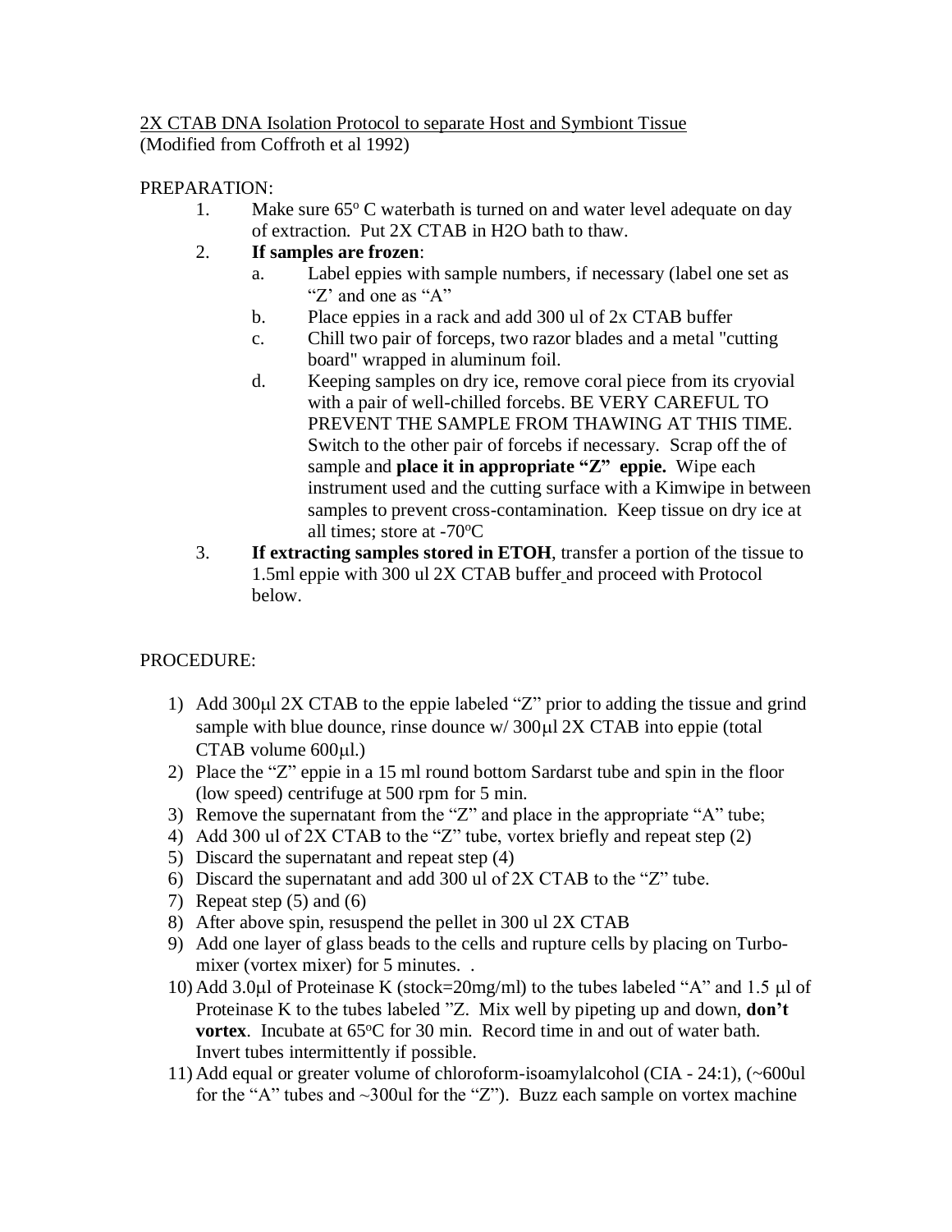2X CTAB DNA Isolation Protocol to separate Host and Symbiont Tissue
(Modified from Coffroth et al 1992)

PREPARATION:

1. Make sure 65º C waterbath is turned on and water level adequate on day of extraction. Put 2X CTAB in H2O bath to thaw.
2. **If samples are frozen**:
   a. Label eppies with sample numbers, if necessary (label one set as "Z' and one as "A"
   b. Place eppies in a rack and add 300 ul of 2x CTAB buffer
   c. Chill two pair of forceps, two razor blades and a metal "cutting board" wrapped in aluminum foil.
   d. Keeping samples on dry ice, remove coral piece from its cryovial with a pair of well-chilled forcebs. BE VERY CAREFUL TO PREVENT THE SAMPLE FROM THAWING AT THIS TIME. Switch to the other pair of forcebs if necessary. Scrap off the of sample and **place it in appropriate "Z" eppie.** Wipe each instrument used and the cutting surface with a Kimwipe in between samples to prevent cross-contamination. Keep tissue on dry ice at all times; store at -70ºC
3. **If extracting samples stored in ETOH**, transfer a portion of the tissue to 1.5ml eppie with 300 ul 2X CTAB buffer and proceed with Protocol below.

PROCEDURE:

1) Add 300μl 2X CTAB to the eppie labeled "Z" prior to adding the tissue and grind sample with blue dounce, rinse dounce w/ 300μl 2X CTAB into eppie (total CTAB volume 600μl.)
2) Place the "Z" eppie in a 15 ml round bottom Sardarst tube and spin in the floor (low speed) centrifuge at 500 rpm for 5 min.
3) Remove the supernatant from the "Z" and place in the appropriate "A" tube;
4) Add 300 ul of 2X CTAB to the "Z" tube, vortex briefly and repeat step (2)
5) Discard the supernatant and repeat step (4)
6) Discard the supernatant and add 300 ul of 2X CTAB to the "Z" tube.
7) Repeat step (5) and (6)
8) After above spin, resuspend the pellet in 300 ul 2X CTAB
9) Add one layer of glass beads to the cells and rupture cells by placing on Turbo-mixer (vortex mixer) for 5 minutes. .
10) Add 3.0μl of Proteinase K (stock=20mg/ml) to the tubes labeled "A" and 1.5 μl of Proteinase K to the tubes labeled "Z. Mix well by pipeting up and down, **don't vortex**. Incubate at 65ºC for 30 min. Record time in and out of water bath. Invert tubes intermittently if possible.
11) Add equal or greater volume of chloroform-isoamylalcohol (CIA - 24:1), (~600ul for the "A" tubes and ~300ul for the "Z"). Buzz each sample on vortex machine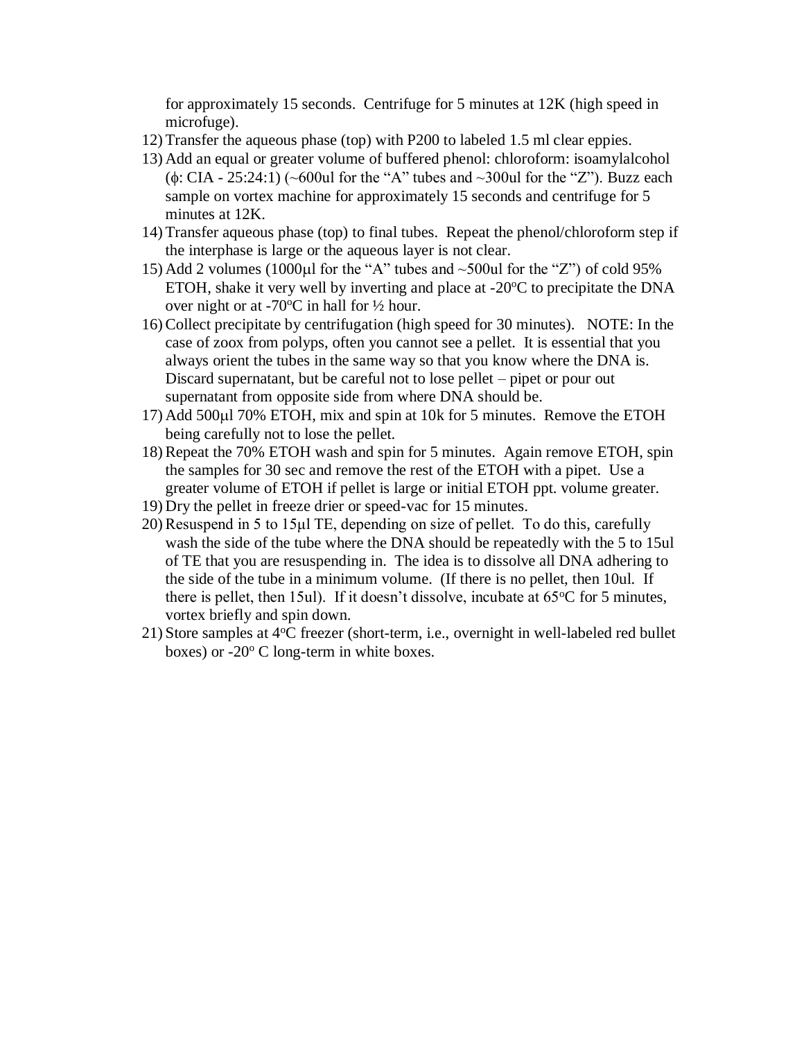for approximately 15 seconds. Centrifuge for 5 minutes at 12K (high speed in microfuge).

12) Transfer the aqueous phase (top) with P200 to labeled 1.5 ml clear eppies.
13) Add an equal or greater volume of buffered phenol: chloroform: isoamylalcohol (ϕ: CIA - 25:24:1) (~600ul for the "A" tubes and ~300ul for the "Z"). Buzz each sample on vortex machine for approximately 15 seconds and centrifuge for 5 minutes at 12K.
14) Transfer aqueous phase (top) to final tubes. Repeat the phenol/chloroform step if the interphase is large or the aqueous layer is not clear.
15) Add 2 volumes (1000µl for the "A" tubes and ~500ul for the "Z") of cold 95% ETOH, shake it very well by inverting and place at -20°C to precipitate the DNA over night or at -70°C in hall for ½ hour.
16) Collect precipitate by centrifugation (high speed for 30 minutes). NOTE: In the case of zoox from polyps, often you cannot see a pellet. It is essential that you always orient the tubes in the same way so that you know where the DNA is. Discard supernatant, but be careful not to lose pellet – pipet or pour out supernatant from opposite side from where DNA should be.
17) Add 500µl 70% ETOH, mix and spin at 10k for 5 minutes. Remove the ETOH being carefully not to lose the pellet.
18) Repeat the 70% ETOH wash and spin for 5 minutes. Again remove ETOH, spin the samples for 30 sec and remove the rest of the ETOH with a pipet. Use a greater volume of ETOH if pellet is large or initial ETOH ppt. volume greater.
19) Dry the pellet in freeze drier or speed-vac for 15 minutes.
20) Resuspend in 5 to 15µl TE, depending on size of pellet. To do this, carefully wash the side of the tube where the DNA should be repeatedly with the 5 to 15ul of TE that you are resuspending in. The idea is to dissolve all DNA adhering to the side of the tube in a minimum volume. (If there is no pellet, then 10ul. If there is pellet, then 15ul). If it doesn't dissolve, incubate at 65°C for 5 minutes, vortex briefly and spin down.
21) Store samples at 4°C freezer (short-term, i.e., overnight in well-labeled red bullet boxes) or -20° C long-term in white boxes.